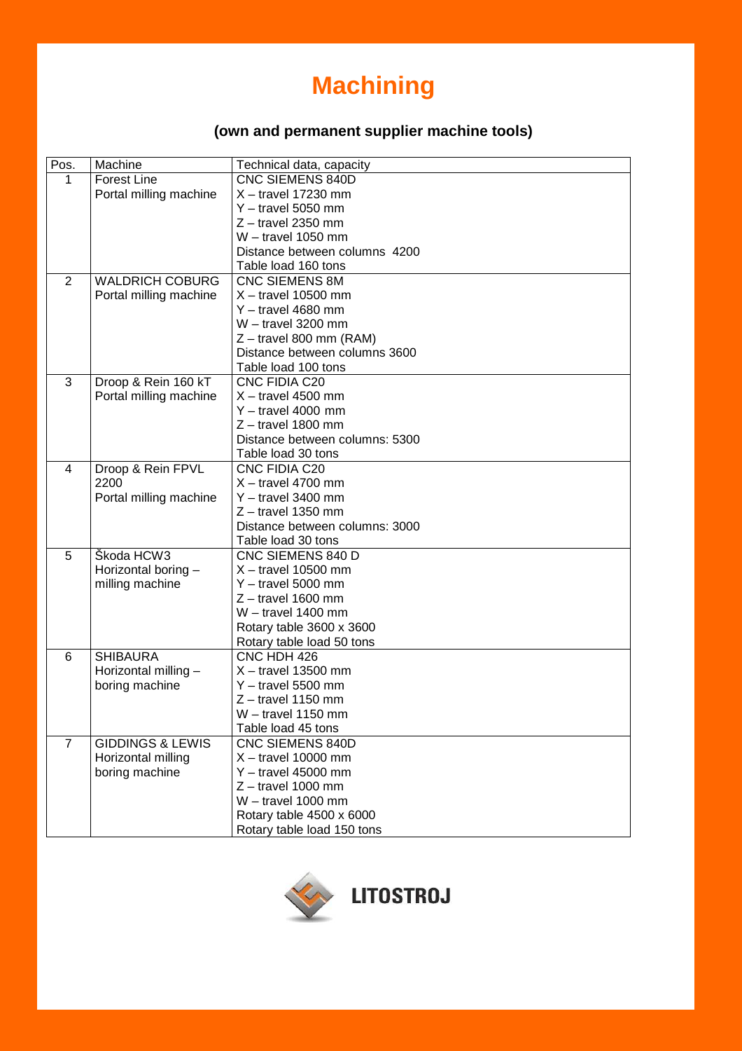# Machining

### (own and permanent supplier machine tools)

| Pos. | Machine | Technical data, capacity |
|---|---|---|
| 1 | Forest Line<br>Portal milling machine | CNC SIEMENS 840D<br>X – travel 17230 mm<br>Y – travel 5050 mm<br>Z – travel 2350 mm<br>W – travel 1050 mm<br>Distance between columns 4200<br>Table load 160 tons |
| 2 | WALDRICH COBURG<br>Portal milling machine | CNC SIEMENS 8M<br>X – travel 10500 mm<br>Y – travel 4680 mm<br>W – travel 3200 mm<br>Z – travel 800 mm (RAM)<br>Distance between columns 3600<br>Table load 100 tons |
| 3 | Droop & Rein 160 kT<br>Portal milling machine | CNC FIDIA C20<br>X – travel 4500 mm<br>Y – travel 4000 mm<br>Z – travel 1800 mm<br>Distance between columns: 5300<br>Table load 30 tons |
| 4 | Droop & Rein FPVL 2200<br>Portal milling machine | CNC FIDIA C20<br>X – travel 4700 mm<br>Y – travel 3400 mm<br>Z – travel 1350 mm<br>Distance between columns: 3000<br>Table load 30 tons |
| 5 | Škoda HCW3<br>Horizontal boring – milling machine | CNC SIEMENS 840 D<br>X – travel 10500 mm<br>Y – travel 5000 mm<br>Z – travel 1600 mm<br>W – travel 1400 mm<br>Rotary table 3600 x 3600<br>Rotary table load 50 tons |
| 6 | SHIBAURA<br>Horizontal milling – boring machine | CNC HDH 426<br>X – travel 13500 mm<br>Y – travel 5500 mm<br>Z – travel 1150 mm<br>W – travel 1150 mm<br>Table load 45 tons |
| 7 | GIDDINGS & LEWIS<br>Horizontal milling boring machine | CNC SIEMENS 840D<br>X – travel 10000 mm<br>Y – travel 45000 mm<br>Z – travel 1000 mm<br>W – travel 1000 mm<br>Rotary table 4500 x 6000<br>Rotary table load 150 tons |

LITOSTROJ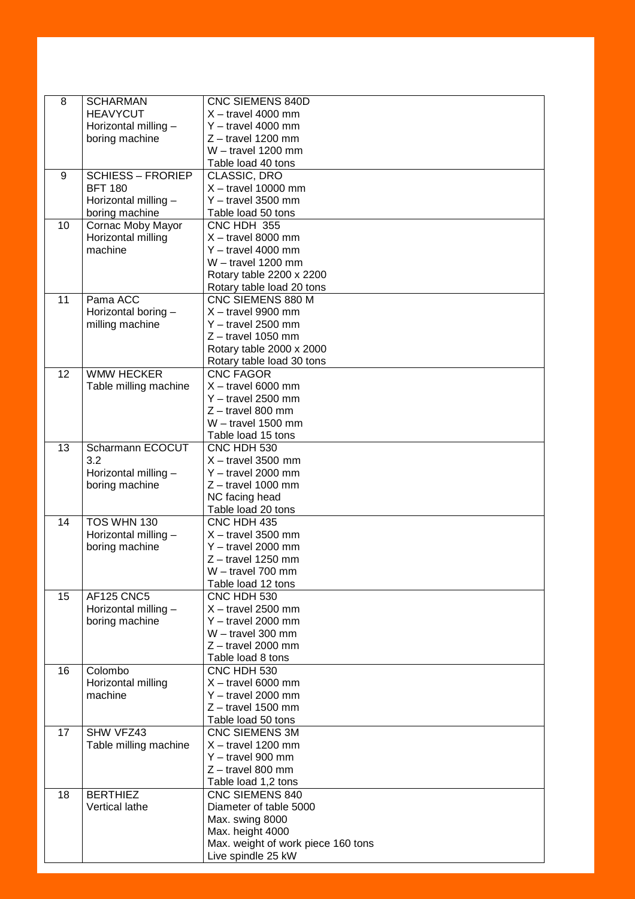| | | |
|---|---|---|
| 8 | SCHARMAN HEAVYCUT<br>Horizontal milling – boring machine | CNC SIEMENS 840D<br>X – travel 4000 mm<br>Y – travel 4000 mm<br>Z – travel 1200 mm<br>W – travel 1200 mm<br>Table load 40 tons |
| 9 | SCHIESS – FRORIEP BFT 180<br>Horizontal milling – boring machine | CLASSIC, DRO<br>X – travel 10000 mm<br>Y – travel 3500 mm<br>Table load 50 tons |
| 10 | Cornac Moby Mayor<br>Horizontal milling machine | CNC HDH 355<br>X – travel 8000 mm<br>Y – travel 4000 mm<br>W – travel 1200 mm<br>Rotary table 2200 x 2200<br>Rotary table load 20 tons |
| 11 | Pama ACC<br>Horizontal boring – milling machine | CNC SIEMENS 880 M<br>X – travel 9900 mm<br>Y – travel 2500 mm<br>Z – travel 1050 mm<br>Rotary table 2000 x 2000<br>Rotary table load 30 tons |
| 12 | WMW HECKER<br>Table milling machine | CNC FAGOR<br>X – travel 6000 mm<br>Y – travel 2500 mm<br>Z – travel 800 mm<br>W – travel 1500 mm<br>Table load 15 tons |
| 13 | Scharmann ECOCUT 3.2<br>Horizontal milling – boring machine | CNC HDH 530<br>X – travel 3500 mm<br>Y – travel 2000 mm<br>Z – travel 1000 mm<br>NC facing head<br>Table load 20 tons |
| 14 | TOS WHN 130<br>Horizontal milling – boring machine | CNC HDH 435<br>X – travel 3500 mm<br>Y – travel 2000 mm<br>Z – travel 1250 mm<br>W – travel 700 mm<br>Table load 12 tons |
| 15 | AF125 CNC5<br>Horizontal milling – boring machine | CNC HDH 530<br>X – travel 2500 mm<br>Y – travel 2000 mm<br>W – travel 300 mm<br>Z – travel 2000 mm<br>Table load 8 tons |
| 16 | Colombo<br>Horizontal milling machine | CNC HDH 530<br>X – travel 6000 mm<br>Y – travel 2000 mm<br>Z – travel 1500 mm<br>Table load 50 tons |
| 17 | SHW VFZ43<br>Table milling machine | CNC SIEMENS 3M<br>X – travel 1200 mm<br>Y – travel 900 mm<br>Z – travel 800 mm<br>Table load 1,2 tons |
| 18 | BERTHIEZ<br>Vertical lathe | CNC SIEMENS 840<br>Diameter of table 5000<br>Max. swing 8000<br>Max. height 4000<br>Max. weight of work piece 160 tons<br>Live spindle 25 kW |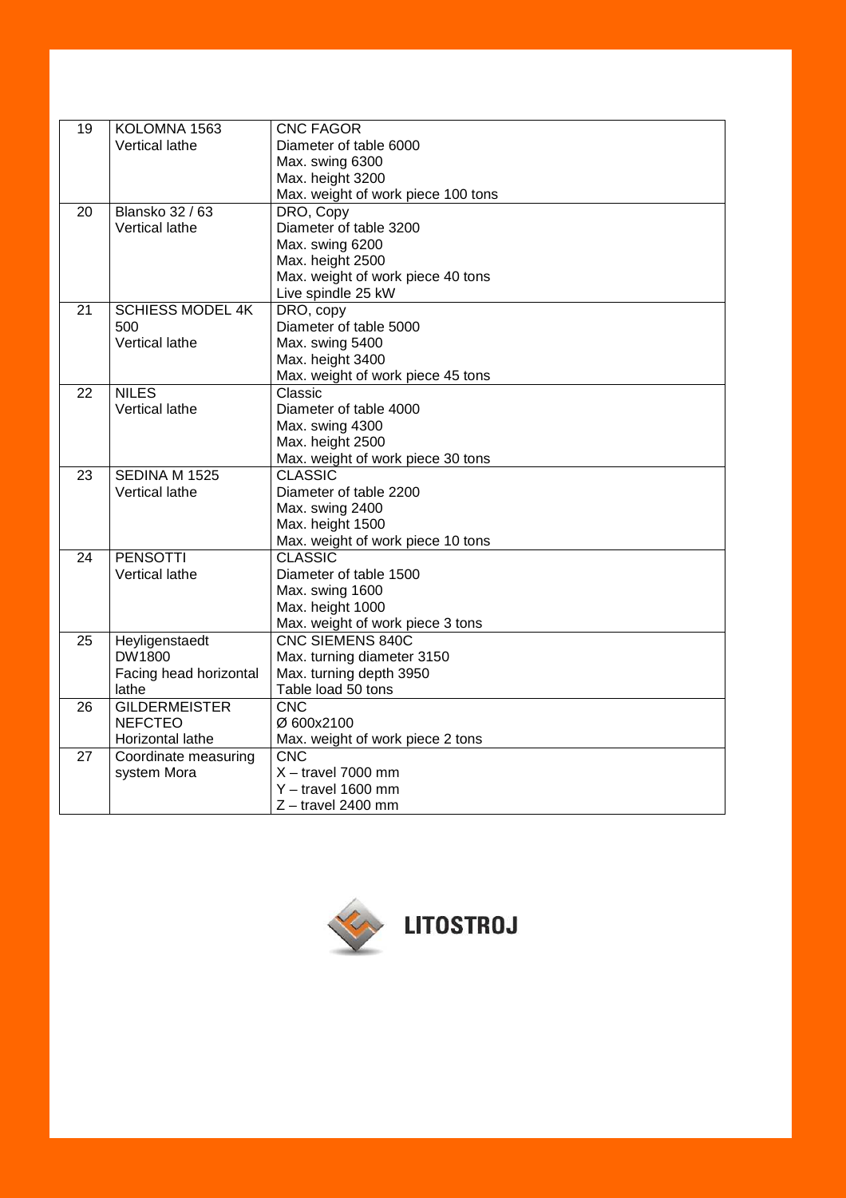| | | |
|---|---|---|
| 19 | KOLOMNA 1563<br>Vertical lathe | CNC FAGOR<br>Diameter of table 6000<br>Max. swing 6300<br>Max. height 3200<br>Max. weight of work piece 100 tons |
| 20 | Blansko 32 / 63<br>Vertical lathe | DRO, Copy<br>Diameter of table 3200<br>Max. swing 6200<br>Max. height 2500<br>Max. weight of work piece 40 tons<br>Live spindle 25 kW |
| 21 | SCHIESS MODEL 4K 500<br>Vertical lathe | DRO, copy<br>Diameter of table 5000<br>Max. swing 5400<br>Max. height 3400<br>Max. weight of work piece 45 tons |
| 22 | NILES<br>Vertical lathe | Classic<br>Diameter of table 4000<br>Max. swing 4300<br>Max. height 2500<br>Max. weight of work piece 30 tons |
| 23 | SEDINA M 1525<br>Vertical lathe | CLASSIC<br>Diameter of table 2200<br>Max. swing 2400<br>Max. height 1500<br>Max. weight of work piece 10 tons |
| 24 | PENSOTTI<br>Vertical lathe | CLASSIC<br>Diameter of table 1500<br>Max. swing 1600<br>Max. height 1000<br>Max. weight of work piece 3 tons |
| 25 | Heyligenstaedt DW1800<br>Facing head horizontal lathe | CNC SIEMENS 840C<br>Max. turning diameter 3150<br>Max. turning depth 3950<br>Table load 50 tons |
| 26 | GILDERMEISTER NEFCTEO<br>Horizontal lathe | CNC<br>Ø 600x2100<br>Max. weight of work piece 2 tons |
| 27 | Coordinate measuring system Mora | CNC<br>X – travel 7000 mm<br>Y – travel 1600 mm<br>Z – travel 2400 mm |

LITOSTROJ